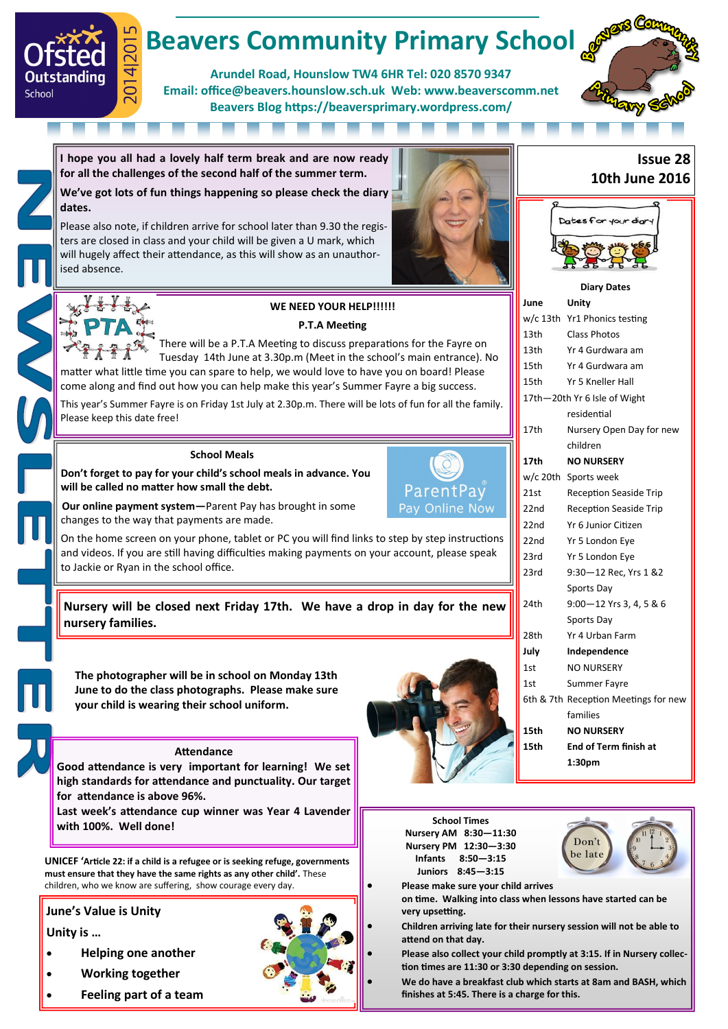# Beavers Community Primary School

Ofsted Outstanding School 2014|2015

**Arundel Road, Hounslow TW4 6HR Tel: 020 8570 9347**
**Email: office@beavers.hounslow.sch.uk Web: www.beaverscomm.net**
**Beavers Blog https://beaversprimary.wordpress.com/**

NEWSLETTER

**Issue 28**
**10th June 2016**

**I hope you all had a lovely half term break and are now ready for all the challenges of the second half of the summer term.**

**We've got lots of fun things happening so please check the diary dates.**

Please also note, if children arrive for school later than 9.30 the registers are closed in class and your child will be given a U mark, which will hugely affect their attendance, as this will show as an unauthorised absence.

## WE NEED YOUR HELP!!!!!!

### P.T.A Meeting

There will be a P.T.A Meeting to discuss preparations for the Fayre on Tuesday 14th June at 3.30p.m (Meet in the school's main entrance). No matter what little time you can spare to help, we would love to have you on board! Please come along and find out how you can help make this year's Summer Fayre a big success.

This year's Summer Fayre is on Friday 1st July at 2.30p.m. There will be lots of fun for all the family. Please keep this date free!

### School Meals

**Don't forget to pay for your child's school meals in advance. You will be called no matter how small the debt.**

**Our online payment system—**Parent Pay has brought in some changes to the way that payments are made.

On the home screen on your phone, tablet or PC you will find links to step by step instructions and videos. If you are still having difficulties making payments on your account, please speak to Jackie or Ryan in the school office.

**Nursery will be closed next Friday 17th. We have a drop in day for the new nursery families.**

**The photographer will be in school on Monday 13th June to do the class photographs. Please make sure your child is wearing their school uniform.**

### Attendance

**Good attendance is very important for learning! We set high standards for attendance and punctuality. Our target for attendance is above 96%.**

**Last week's attendance cup winner was Year 4 Lavender with 100%. Well done!**

**UNICEF 'Article 22: if a child is a refugee or is seeking refuge, governments must ensure that they have the same rights as any other child'.** These children, who we know are suffering, show courage every day.

### June's Value is Unity

**Unity is …**

- **Helping one another**
- **Working together**
- **Feeling part of a team**

### Diary Dates

| | |
|---|---|
| **June** | **Unity** |
| w/c 13th | Yr1 Phonics testing |
| 13th | Class Photos |
| 13th | Yr 4 Gurdwara am |
| 15th | Yr 4 Gurdwara am |
| 15th | Yr 5 Kneller Hall |
| 17th—20th | Yr 6 Isle of Wight residential |
| 17th | Nursery Open Day for new children |
| **17th** | **NO NURSERY** |
| w/c 20th | Sports week |
| 21st | Reception Seaside Trip |
| 22nd | Reception Seaside Trip |
| 22nd | Yr 6 Junior Citizen |
| 22nd | Yr 5 London Eye |
| 23rd | Yr 5 London Eye |
| 23rd | 9:30—12 Rec, Yrs 1 &2 Sports Day |
| 24th | 9:00—12 Yrs 3, 4, 5 & 6 Sports Day |
| 28th | Yr 4 Urban Farm |
| **July** | **Independence** |
| 1st | NO NURSERY |
| 1st | Summer Fayre |
| 6th & 7th | Reception Meetings for new families |
| **15th** | **NO NURSERY** |
| **15th** | **End of Term finish at 1:30pm** |

### School Times

| | |
|---|---|
| **Nursery AM** | **8:30—11:30** |
| **Nursery PM** | **12:30—3:30** |
| **Infants** | **8:50—3:15** |
| **Juniors** | **8:45—3:15** |

Don't be late

- **Please make sure your child arrives on time. Walking into class when lessons have started can be very upsetting.**
- **Children arriving late for their nursery session will not be able to attend on that day.**
- **Please also collect your child promptly at 3:15. If in Nursery collection times are 11:30 or 3:30 depending on session.**
- **We do have a breakfast club which starts at 8am and BASH, which finishes at 5:45. There is a charge for this.**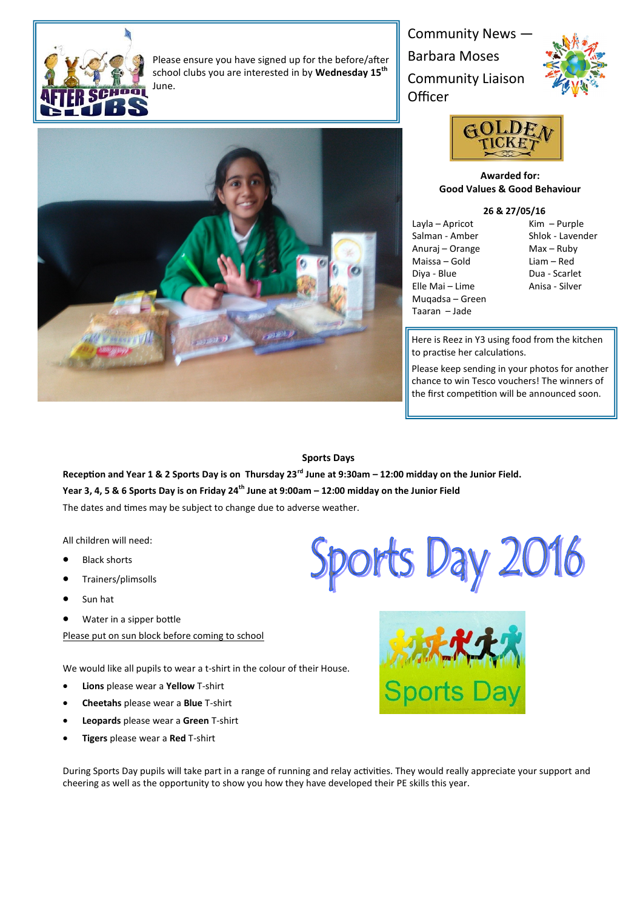Please ensure you have signed up for the before/after school clubs you are interested in by **Wednesday 15th** June.

## Community News — Barbara Moses Community Liaison Officer

**Awarded for: Good Values & Good Behaviour**

**26 & 27/05/16**

| | |
|---|---|
| Layla – Apricot | Kim – Purple |
| Salman - Amber | Shlok - Lavender |
| Anuraj – Orange | Max – Ruby |
| Maissa – Gold | Liam – Red |
| Diya - Blue | Dua - Scarlet |
| Elle Mai – Lime | Anisa - Silver |
| Muqadsa – Green | |
| Taaran – Jade | |

Here is Reez in Y3 using food from the kitchen to practise her calculations.

Please keep sending in your photos for another chance to win Tesco vouchers! The winners of the first competition will be announced soon.

## Sports Days

**Reception and Year 1 & 2 Sports Day is on Thursday 23rd June at 9:30am – 12:00 midday on the Junior Field.**

**Year 3, 4, 5 & 6 Sports Day is on Friday 24th June at 9:00am – 12:00 midday on the Junior Field**

The dates and times may be subject to change due to adverse weather.

Sports Day 2016

All children will need:

- Black shorts
- Trainers/plimsolls
- Sun hat
- Water in a sipper bottle

Please put on sun block before coming to school

We would like all pupils to wear a t-shirt in the colour of their House.

- **Lions** please wear a **Yellow** T-shirt
- **Cheetahs** please wear a **Blue** T-shirt
- **Leopards** please wear a **Green** T-shirt
- **Tigers** please wear a **Red** T-shirt

During Sports Day pupils will take part in a range of running and relay activities. They would really appreciate your support and cheering as well as the opportunity to show you how they have developed their PE skills this year.